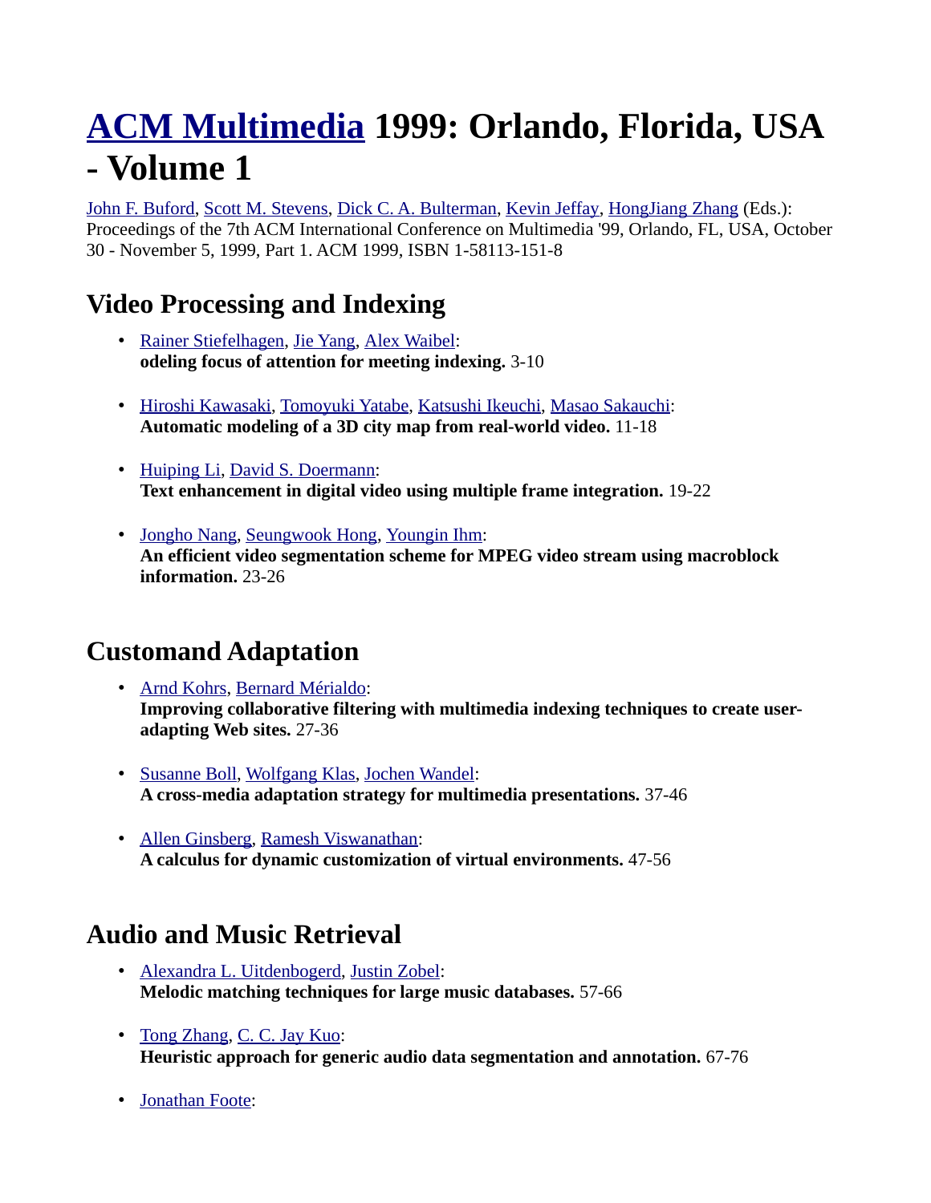# ACM Multimedia 1999: Orlando, Florida, USA - Volume 1

John F. Buford, Scott M. Stevens, Dick C. A. Bulterman, Kevin Jeffay, HongJiang Zhang (Eds.): Proceedings of the 7th ACM International Conference on Multimedia '99, Orlando, FL, USA, October 30 - November 5, 1999, Part 1. ACM 1999, ISBN 1-58113-151-8

## Video Processing and Indexing

- Rainer Stiefelhagen, Jie Yang, Alex Waibel:
  **odeling focus of attention for meeting indexing.** 3-10

- Hiroshi Kawasaki, Tomoyuki Yatabe, Katsushi Ikeuchi, Masao Sakauchi:
  **Automatic modeling of a 3D city map from real-world video.** 11-18

- Huiping Li, David S. Doermann:
  **Text enhancement in digital video using multiple frame integration.** 19-22

- Jongho Nang, Seungwook Hong, Youngin Ihm:
  **An efficient video segmentation scheme for MPEG video stream using macroblock information.** 23-26

## Customand Adaptation

- Arnd Kohrs, Bernard Mérialdo:
  **Improving collaborative filtering with multimedia indexing techniques to create user-adapting Web sites.** 27-36

- Susanne Boll, Wolfgang Klas, Jochen Wandel:
  **A cross-media adaptation strategy for multimedia presentations.** 37-46

- Allen Ginsberg, Ramesh Viswanathan:
  **A calculus for dynamic customization of virtual environments.** 47-56

## Audio and Music Retrieval

- Alexandra L. Uitdenbogerd, Justin Zobel:
  **Melodic matching techniques for large music databases.** 57-66

- Tong Zhang, C. C. Jay Kuo:
  **Heuristic approach for generic audio data segmentation and annotation.** 67-76

- Jonathan Foote: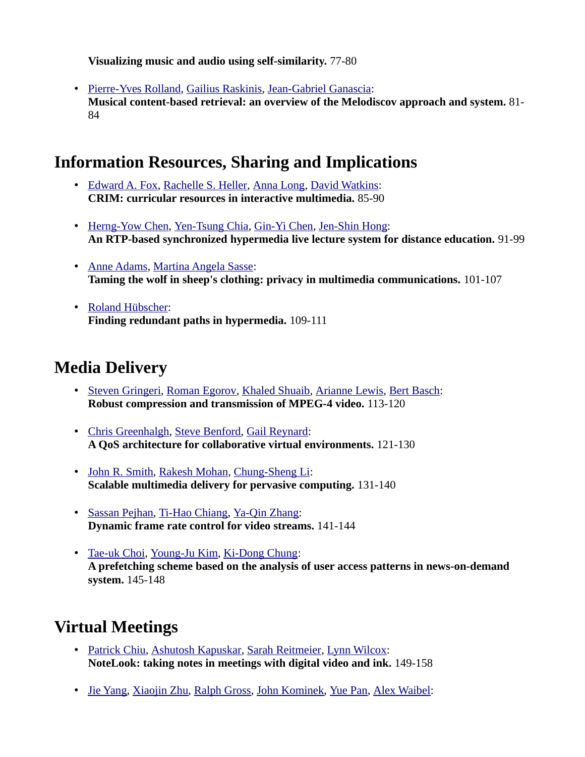**Visualizing music and audio using self-similarity.** 77-80

- Pierre-Yves Rolland, Gailius Raskinis, Jean-Gabriel Ganascia:
**Musical content-based retrieval: an overview of the Melodiscov approach and system.** 81-84

## Information Resources, Sharing and Implications

- Edward A. Fox, Rachelle S. Heller, Anna Long, David Watkins:
**CRIM: curricular resources in interactive multimedia.** 85-90

- Herng-Yow Chen, Yen-Tsung Chia, Gin-Yi Chen, Jen-Shin Hong:
**An RTP-based synchronized hypermedia live lecture system for distance education.** 91-99

- Anne Adams, Martina Angela Sasse:
**Taming the wolf in sheep's clothing: privacy in multimedia communications.** 101-107

- Roland Hübscher:
**Finding redundant paths in hypermedia.** 109-111

## Media Delivery

- Steven Gringeri, Roman Egorov, Khaled Shuaib, Arianne Lewis, Bert Basch:
**Robust compression and transmission of MPEG-4 video.** 113-120

- Chris Greenhalgh, Steve Benford, Gail Reynard:
**A QoS architecture for collaborative virtual environments.** 121-130

- John R. Smith, Rakesh Mohan, Chung-Sheng Li:
**Scalable multimedia delivery for pervasive computing.** 131-140

- Sassan Pejhan, Ti-Hao Chiang, Ya-Qin Zhang:
**Dynamic frame rate control for video streams.** 141-144

- Tae-uk Choi, Young-Ju Kim, Ki-Dong Chung:
**A prefetching scheme based on the analysis of user access patterns in news-on-demand system.** 145-148

## Virtual Meetings

- Patrick Chiu, Ashutosh Kapuskar, Sarah Reitmeier, Lynn Wilcox:
**NoteLook: taking notes in meetings with digital video and ink.** 149-158

- Jie Yang, Xiaojin Zhu, Ralph Gross, John Kominek, Yue Pan, Alex Waibel: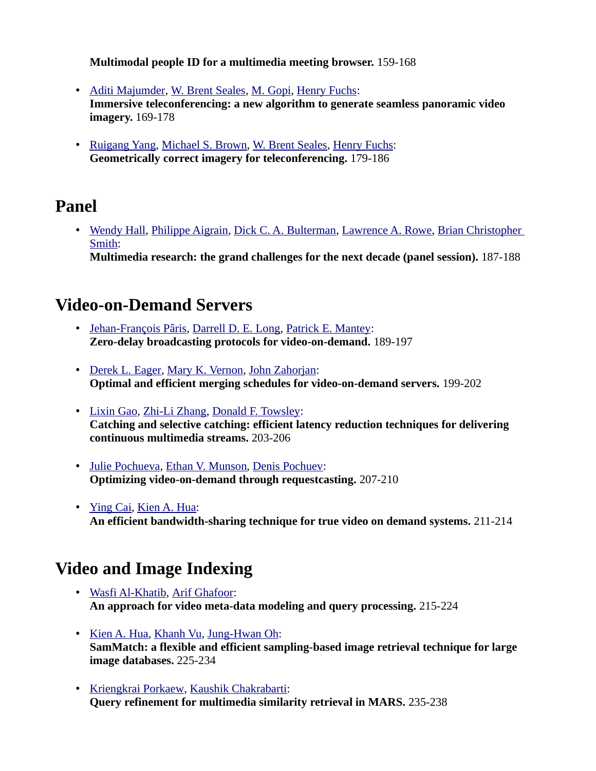**Multimodal people ID for a multimedia meeting browser.** 159-168

- Aditi Majumder, W. Brent Seales, M. Gopi, Henry Fuchs:
  **Immersive teleconferencing: a new algorithm to generate seamless panoramic video imagery.** 169-178

- Ruigang Yang, Michael S. Brown, W. Brent Seales, Henry Fuchs:
  **Geometrically correct imagery for teleconferencing.** 179-186

## Panel

- Wendy Hall, Philippe Aigrain, Dick C. A. Bulterman, Lawrence A. Rowe, Brian Christopher Smith:
  **Multimedia research: the grand challenges for the next decade (panel session).** 187-188

## Video-on-Demand Servers

- Jehan-François Pâris, Darrell D. E. Long, Patrick E. Mantey:
  **Zero-delay broadcasting protocols for video-on-demand.** 189-197

- Derek L. Eager, Mary K. Vernon, John Zahorjan:
  **Optimal and efficient merging schedules for video-on-demand servers.** 199-202

- Lixin Gao, Zhi-Li Zhang, Donald F. Towsley:
  **Catching and selective catching: efficient latency reduction techniques for delivering continuous multimedia streams.** 203-206

- Julie Pochueva, Ethan V. Munson, Denis Pochuev:
  **Optimizing video-on-demand through requestcasting.** 207-210

- Ying Cai, Kien A. Hua:
  **An efficient bandwidth-sharing technique for true video on demand systems.** 211-214

## Video and Image Indexing

- Wasfi Al-Khatib, Arif Ghafoor:
  **An approach for video meta-data modeling and query processing.** 215-224

- Kien A. Hua, Khanh Vu, Jung-Hwan Oh:
  **SamMatch: a flexible and efficient sampling-based image retrieval technique for large image databases.** 225-234

- Kriengkrai Porkaew, Kaushik Chakrabarti:
  **Query refinement for multimedia similarity retrieval in MARS.** 235-238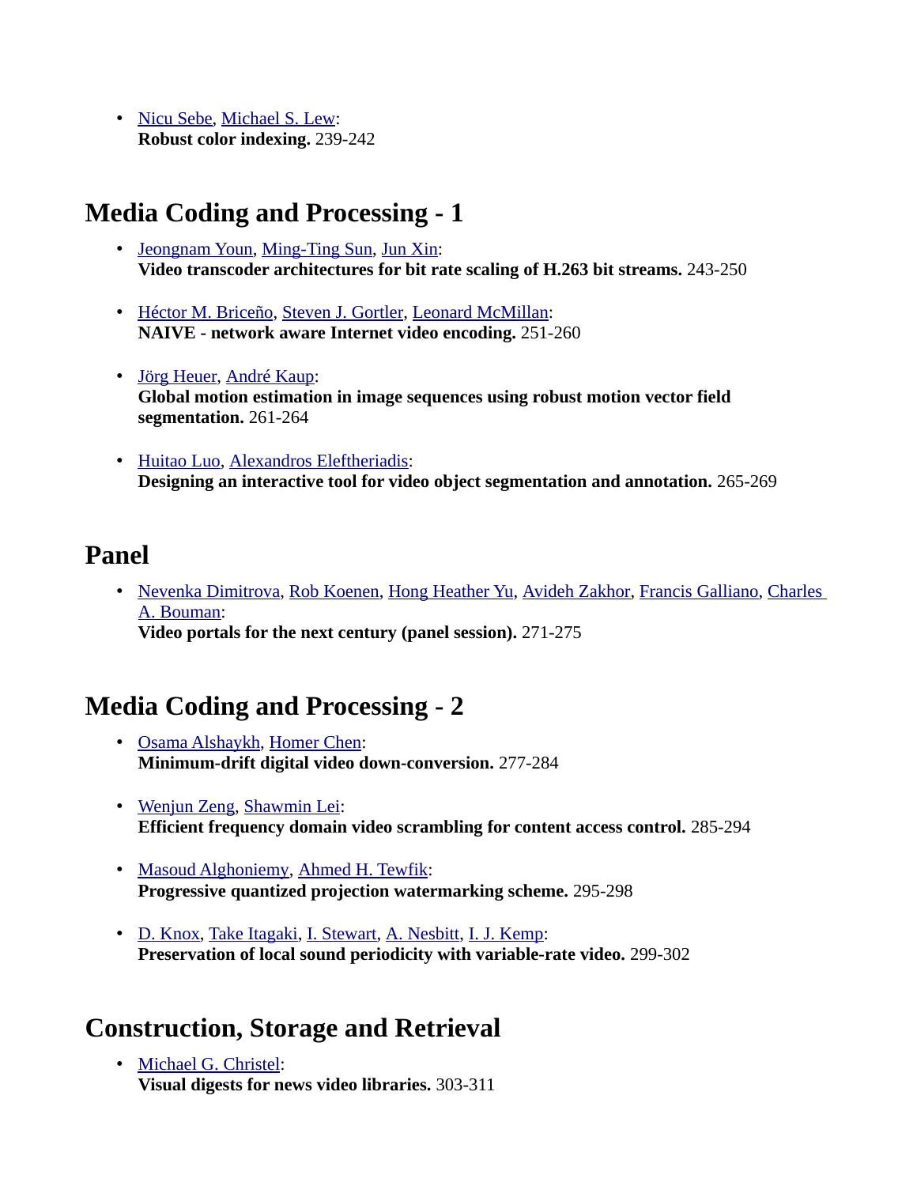- Nicu Sebe, Michael S. Lew:
**Robust color indexing.** 239-242

## Media Coding and Processing - 1

- Jeongnam Youn, Ming-Ting Sun, Jun Xin:
**Video transcoder architectures for bit rate scaling of H.263 bit streams.** 243-250
- Héctor M. Briceño, Steven J. Gortler, Leonard McMillan:
**NAIVE - network aware Internet video encoding.** 251-260
- Jörg Heuer, André Kaup:
**Global motion estimation in image sequences using robust motion vector field segmentation.** 261-264
- Huitao Luo, Alexandros Eleftheriadis:
**Designing an interactive tool for video object segmentation and annotation.** 265-269

## Panel

- Nevenka Dimitrova, Rob Koenen, Hong Heather Yu, Avideh Zakhor, Francis Galliano, Charles A. Bouman:
**Video portals for the next century (panel session).** 271-275

## Media Coding and Processing - 2

- Osama Alshaykh, Homer Chen:
**Minimum-drift digital video down-conversion.** 277-284
- Wenjun Zeng, Shawmin Lei:
**Efficient frequency domain video scrambling for content access control.** 285-294
- Masoud Alghoniemy, Ahmed H. Tewfik:
**Progressive quantized projection watermarking scheme.** 295-298
- D. Knox, Take Itagaki, I. Stewart, A. Nesbitt, I. J. Kemp:
**Preservation of local sound periodicity with variable-rate video.** 299-302

## Construction, Storage and Retrieval

- Michael G. Christel:
**Visual digests for news video libraries.** 303-311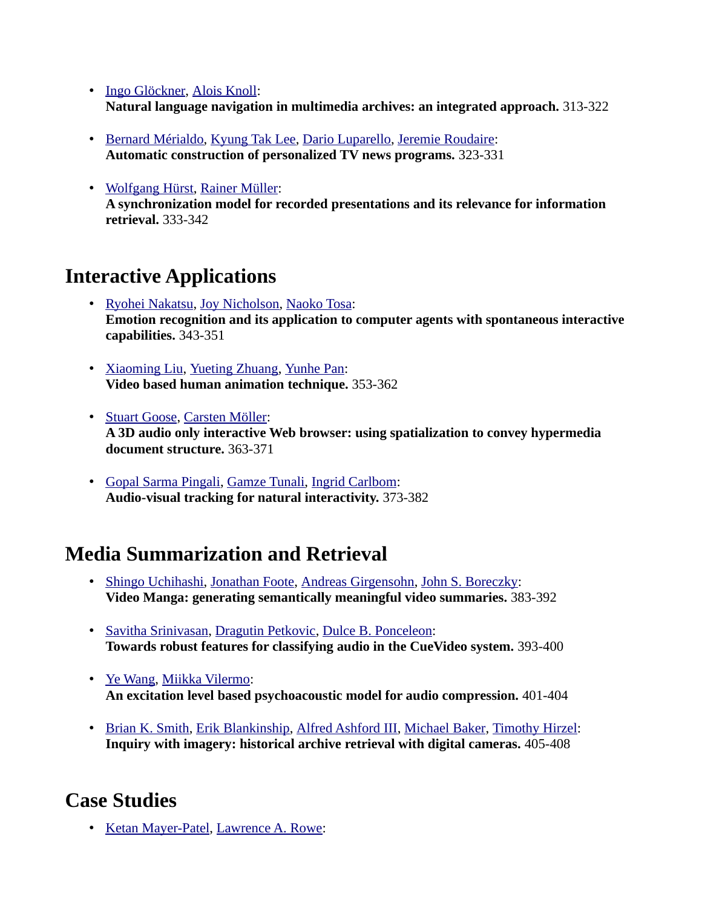- Ingo Glöckner, Alois Knoll:
**Natural language navigation in multimedia archives: an integrated approach.** 313-322

- Bernard Mérialdo, Kyung Tak Lee, Dario Luparello, Jeremie Roudaire:
**Automatic construction of personalized TV news programs.** 323-331

- Wolfgang Hürst, Rainer Müller:
**A synchronization model for recorded presentations and its relevance for information retrieval.** 333-342

## Interactive Applications

- Ryohei Nakatsu, Joy Nicholson, Naoko Tosa:
**Emotion recognition and its application to computer agents with spontaneous interactive capabilities.** 343-351

- Xiaoming Liu, Yueting Zhuang, Yunhe Pan:
**Video based human animation technique.** 353-362

- Stuart Goose, Carsten Möller:
**A 3D audio only interactive Web browser: using spatialization to convey hypermedia document structure.** 363-371

- Gopal Sarma Pingali, Gamze Tunali, Ingrid Carlbom:
**Audio-visual tracking for natural interactivity.** 373-382

## Media Summarization and Retrieval

- Shingo Uchihashi, Jonathan Foote, Andreas Girgensohn, John S. Boreczky:
**Video Manga: generating semantically meaningful video summaries.** 383-392

- Savitha Srinivasan, Dragutin Petkovic, Dulce B. Ponceleon:
**Towards robust features for classifying audio in the CueVideo system.** 393-400

- Ye Wang, Miikka Vilermo:
**An excitation level based psychoacoustic model for audio compression.** 401-404

- Brian K. Smith, Erik Blankinship, Alfred Ashford III, Michael Baker, Timothy Hirzel:
**Inquiry with imagery: historical archive retrieval with digital cameras.** 405-408

## Case Studies

- Ketan Mayer-Patel, Lawrence A. Rowe: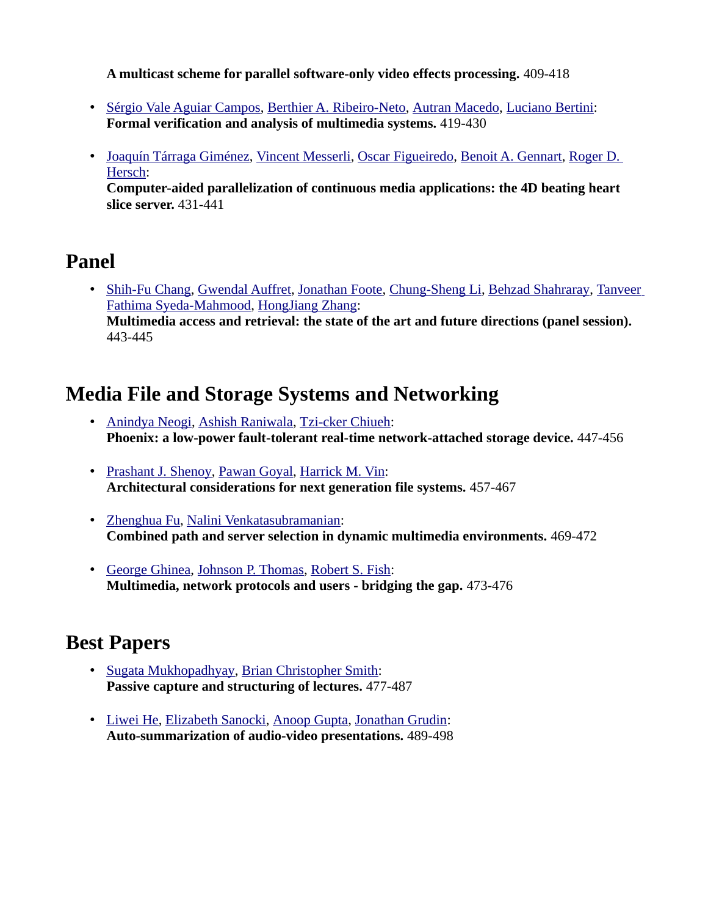**A multicast scheme for parallel software-only video effects processing.** 409-418

- Sérgio Vale Aguiar Campos, Berthier A. Ribeiro-Neto, Autran Macedo, Luciano Bertini:
  **Formal verification and analysis of multimedia systems.** 419-430

- Joaquín Tárraga Giménez, Vincent Messerli, Oscar Figueiredo, Benoit A. Gennart, Roger D. Hersch:
  **Computer-aided parallelization of continuous media applications: the 4D beating heart slice server.** 431-441

## Panel

- Shih-Fu Chang, Gwendal Auffret, Jonathan Foote, Chung-Sheng Li, Behzad Shahraray, Tanveer Fathima Syeda-Mahmood, HongJiang Zhang:
  **Multimedia access and retrieval: the state of the art and future directions (panel session).** 443-445

## Media File and Storage Systems and Networking

- Anindya Neogi, Ashish Raniwala, Tzi-cker Chiueh:
  **Phoenix: a low-power fault-tolerant real-time network-attached storage device.** 447-456

- Prashant J. Shenoy, Pawan Goyal, Harrick M. Vin:
  **Architectural considerations for next generation file systems.** 457-467

- Zhenghua Fu, Nalini Venkatasubramanian:
  **Combined path and server selection in dynamic multimedia environments.** 469-472

- George Ghinea, Johnson P. Thomas, Robert S. Fish:
  **Multimedia, network protocols and users - bridging the gap.** 473-476

## Best Papers

- Sugata Mukhopadhyay, Brian Christopher Smith:
  **Passive capture and structuring of lectures.** 477-487

- Liwei He, Elizabeth Sanocki, Anoop Gupta, Jonathan Grudin:
  **Auto-summarization of audio-video presentations.** 489-498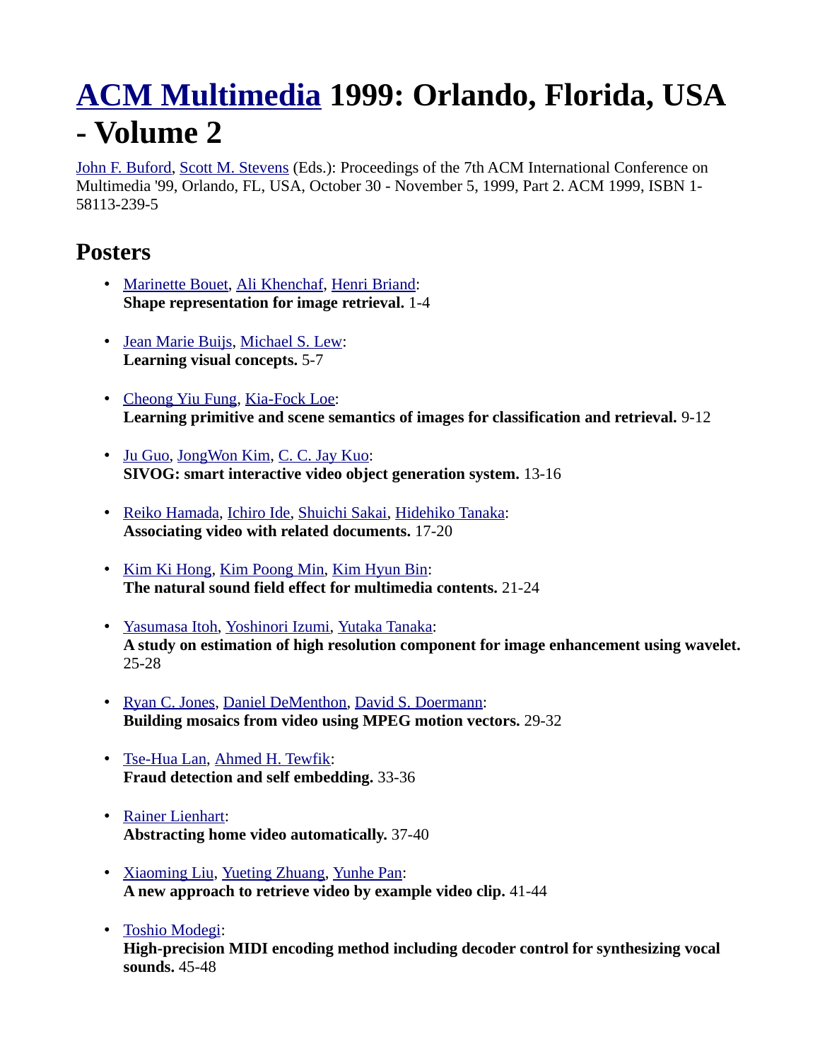# [ACM Multimedia](#) 1999: Orlando, Florida, USA - Volume 2

[John F. Buford](#), [Scott M. Stevens](#) (Eds.): Proceedings of the 7th ACM International Conference on Multimedia '99, Orlando, FL, USA, October 30 - November 5, 1999, Part 2. ACM 1999, ISBN 1-58113-239-5

## Posters

- [Marinette Bouet](#), [Ali Khenchaf](#), [Henri Briand](#):
  **Shape representation for image retrieval.** 1-4

- [Jean Marie Buijs](#), [Michael S. Lew](#):
  **Learning visual concepts.** 5-7

- [Cheong Yiu Fung](#), [Kia-Fock Loe](#):
  **Learning primitive and scene semantics of images for classification and retrieval.** 9-12

- [Ju Guo](#), [JongWon Kim](#), [C. C. Jay Kuo](#):
  **SIVOG: smart interactive video object generation system.** 13-16

- [Reiko Hamada](#), [Ichiro Ide](#), [Shuichi Sakai](#), [Hidehiko Tanaka](#):
  **Associating video with related documents.** 17-20

- [Kim Ki Hong](#), [Kim Poong Min](#), [Kim Hyun Bin](#):
  **The natural sound field effect for multimedia contents.** 21-24

- [Yasumasa Itoh](#), [Yoshinori Izumi](#), [Yutaka Tanaka](#):
  **A study on estimation of high resolution component for image enhancement using wavelet.** 25-28

- [Ryan C. Jones](#), [Daniel DeMenthon](#), [David S. Doermann](#):
  **Building mosaics from video using MPEG motion vectors.** 29-32

- [Tse-Hua Lan](#), [Ahmed H. Tewfik](#):
  **Fraud detection and self embedding.** 33-36

- [Rainer Lienhart](#):
  **Abstracting home video automatically.** 37-40

- [Xiaoming Liu](#), [Yueting Zhuang](#), [Yunhe Pan](#):
  **A new approach to retrieve video by example video clip.** 41-44

- [Toshio Modegi](#):
  **High-precision MIDI encoding method including decoder control for synthesizing vocal sounds.** 45-48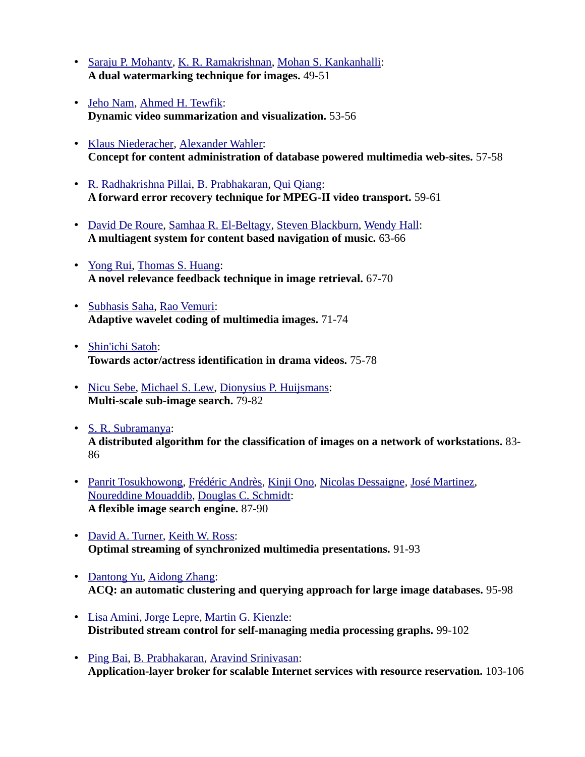- Saraju P. Mohanty, K. R. Ramakrishnan, Mohan S. Kankanhalli:
  **A dual watermarking technique for images.** 49-51

- Jeho Nam, Ahmed H. Tewfik:
  **Dynamic video summarization and visualization.** 53-56

- Klaus Niederacher, Alexander Wahler:
  **Concept for content administration of database powered multimedia web-sites.** 57-58

- R. Radhakrishna Pillai, B. Prabhakaran, Qui Qiang:
  **A forward error recovery technique for MPEG-II video transport.** 59-61

- David De Roure, Samhaa R. El-Beltagy, Steven Blackburn, Wendy Hall:
  **A multiagent system for content based navigation of music.** 63-66

- Yong Rui, Thomas S. Huang:
  **A novel relevance feedback technique in image retrieval.** 67-70

- Subhasis Saha, Rao Vemuri:
  **Adaptive wavelet coding of multimedia images.** 71-74

- Shin'ichi Satoh:
  **Towards actor/actress identification in drama videos.** 75-78

- Nicu Sebe, Michael S. Lew, Dionysius P. Huijsmans:
  **Multi-scale sub-image search.** 79-82

- S. R. Subramanya:
  **A distributed algorithm for the classification of images on a network of workstations.** 83-86

- Panrit Tosukhowong, Frédéric Andrès, Kinji Ono, Nicolas Dessaigne, José Martinez, Noureddine Mouaddib, Douglas C. Schmidt:
  **A flexible image search engine.** 87-90

- David A. Turner, Keith W. Ross:
  **Optimal streaming of synchronized multimedia presentations.** 91-93

- Dantong Yu, Aidong Zhang:
  **ACQ: an automatic clustering and querying approach for large image databases.** 95-98

- Lisa Amini, Jorge Lepre, Martin G. Kienzle:
  **Distributed stream control for self-managing media processing graphs.** 99-102

- Ping Bai, B. Prabhakaran, Aravind Srinivasan:
  **Application-layer broker for scalable Internet services with resource reservation.** 103-106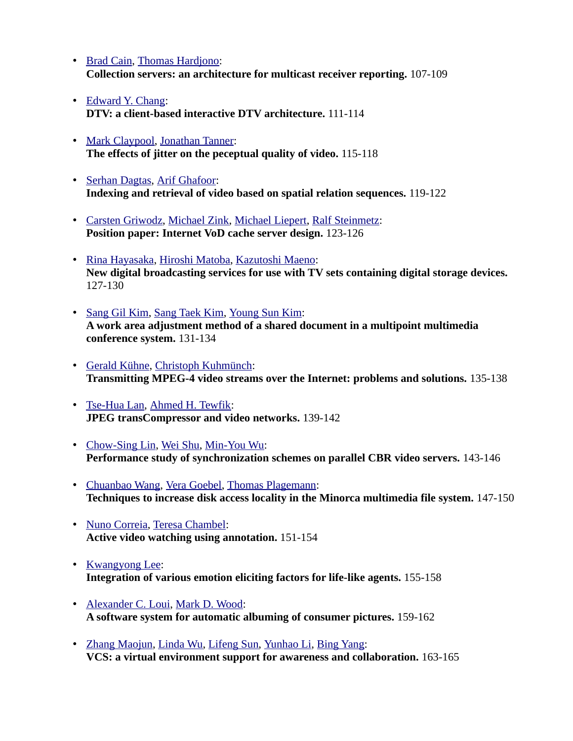- Brad Cain, Thomas Hardjono:
  **Collection servers: an architecture for multicast receiver reporting.** 107-109

- Edward Y. Chang:
  **DTV: a client-based interactive DTV architecture.** 111-114

- Mark Claypool, Jonathan Tanner:
  **The effects of jitter on the peceptual quality of video.** 115-118

- Serhan Dagtas, Arif Ghafoor:
  **Indexing and retrieval of video based on spatial relation sequences.** 119-122

- Carsten Griwodz, Michael Zink, Michael Liepert, Ralf Steinmetz:
  **Position paper: Internet VoD cache server design.** 123-126

- Rina Hayasaka, Hiroshi Matoba, Kazutoshi Maeno:
  **New digital broadcasting services for use with TV sets containing digital storage devices.** 127-130

- Sang Gil Kim, Sang Taek Kim, Young Sun Kim:
  **A work area adjustment method of a shared document in a multipoint multimedia conference system.** 131-134

- Gerald Kühne, Christoph Kuhmünch:
  **Transmitting MPEG-4 video streams over the Internet: problems and solutions.** 135-138

- Tse-Hua Lan, Ahmed H. Tewfik:
  **JPEG transCompressor and video networks.** 139-142

- Chow-Sing Lin, Wei Shu, Min-You Wu:
  **Performance study of synchronization schemes on parallel CBR video servers.** 143-146

- Chuanbao Wang, Vera Goebel, Thomas Plagemann:
  **Techniques to increase disk access locality in the Minorca multimedia file system.** 147-150

- Nuno Correia, Teresa Chambel:
  **Active video watching using annotation.** 151-154

- Kwangyong Lee:
  **Integration of various emotion eliciting factors for life-like agents.** 155-158

- Alexander C. Loui, Mark D. Wood:
  **A software system for automatic albuming of consumer pictures.** 159-162

- Zhang Maojun, Linda Wu, Lifeng Sun, Yunhao Li, Bing Yang:
  **VCS: a virtual environment support for awareness and collaboration.** 163-165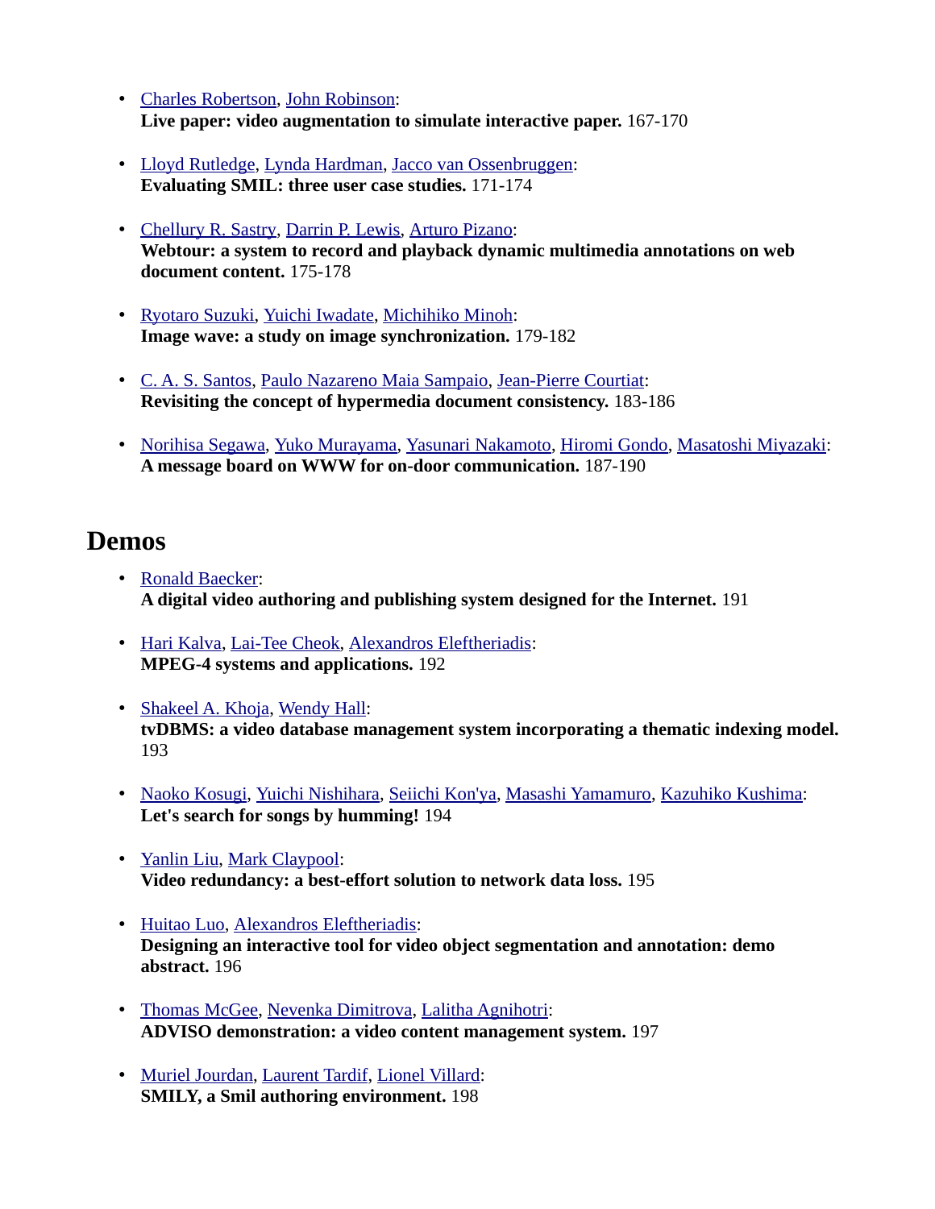- Charles Robertson, John Robinson:
  **Live paper: video augmentation to simulate interactive paper.** 167-170

- Lloyd Rutledge, Lynda Hardman, Jacco van Ossenbruggen:
  **Evaluating SMIL: three user case studies.** 171-174

- Chellury R. Sastry, Darrin P. Lewis, Arturo Pizano:
  **Webtour: a system to record and playback dynamic multimedia annotations on web document content.** 175-178

- Ryotaro Suzuki, Yuichi Iwadate, Michihiko Minoh:
  **Image wave: a study on image synchronization.** 179-182

- C. A. S. Santos, Paulo Nazareno Maia Sampaio, Jean-Pierre Courtiat:
  **Revisiting the concept of hypermedia document consistency.** 183-186

- Norihisa Segawa, Yuko Murayama, Yasunari Nakamoto, Hiromi Gondo, Masatoshi Miyazaki:
  **A message board on WWW for on-door communication.** 187-190

## Demos

- Ronald Baecker:
  **A digital video authoring and publishing system designed for the Internet.** 191

- Hari Kalva, Lai-Tee Cheok, Alexandros Eleftheriadis:
  **MPEG-4 systems and applications.** 192

- Shakeel A. Khoja, Wendy Hall:
  **tvDBMS: a video database management system incorporating a thematic indexing model.** 193

- Naoko Kosugi, Yuichi Nishihara, Seiichi Kon'ya, Masashi Yamamuro, Kazuhiko Kushima:
  **Let's search for songs by humming!** 194

- Yanlin Liu, Mark Claypool:
  **Video redundancy: a best-effort solution to network data loss.** 195

- Huitao Luo, Alexandros Eleftheriadis:
  **Designing an interactive tool for video object segmentation and annotation: demo abstract.** 196

- Thomas McGee, Nevenka Dimitrova, Lalitha Agnihotri:
  **ADVISO demonstration: a video content management system.** 197

- Muriel Jourdan, Laurent Tardif, Lionel Villard:
  **SMILY, a Smil authoring environment.** 198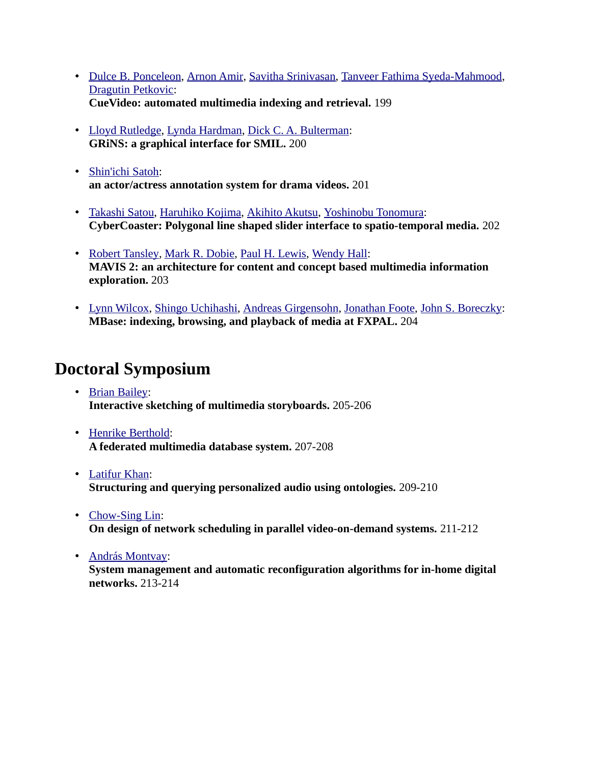- Dulce B. Ponceleon, Arnon Amir, Savitha Srinivasan, Tanveer Fathima Syeda-Mahmood, Dragutin Petkovic:
  **CueVideo: automated multimedia indexing and retrieval.** 199

- Lloyd Rutledge, Lynda Hardman, Dick C. A. Bulterman:
  **GRiNS: a graphical interface for SMIL.** 200

- Shin'ichi Satoh:
  **an actor/actress annotation system for drama videos.** 201

- Takashi Satou, Haruhiko Kojima, Akihito Akutsu, Yoshinobu Tonomura:
  **CyberCoaster: Polygonal line shaped slider interface to spatio-temporal media.** 202

- Robert Tansley, Mark R. Dobie, Paul H. Lewis, Wendy Hall:
  **MAVIS 2: an architecture for content and concept based multimedia information exploration.** 203

- Lynn Wilcox, Shingo Uchihashi, Andreas Girgensohn, Jonathan Foote, John S. Boreczky:
  **MBase: indexing, browsing, and playback of media at FXPAL.** 204

## Doctoral Symposium

- Brian Bailey:
  **Interactive sketching of multimedia storyboards.** 205-206

- Henrike Berthold:
  **A federated multimedia database system.** 207-208

- Latifur Khan:
  **Structuring and querying personalized audio using ontologies.** 209-210

- Chow-Sing Lin:
  **On design of network scheduling in parallel video-on-demand systems.** 211-212

- András Montvay:
  **System management and automatic reconfiguration algorithms for in-home digital networks.** 213-214